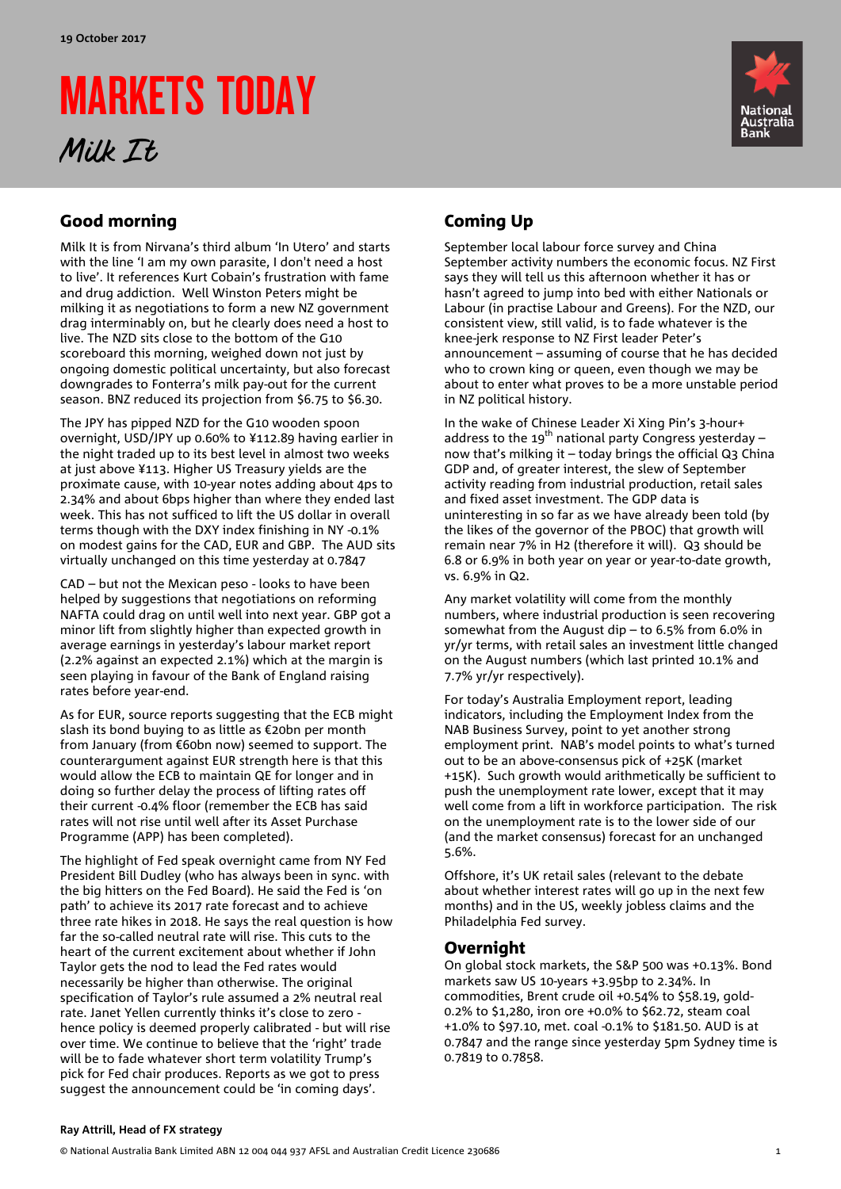19 October 2017

# MARKETS TODAY

*Milk It*

## Good morning

Milk It is from Nirvana's third album 'In Utero' and starts with the line 'I am my own parasite, I don't need a host to live'. It references Kurt Cobain's frustration with fame and drug addiction. Well Winston Peters might be milking it as negotiations to form a new NZ government drag interminably on, but he clearly does need a host to live. The NZD sits close to the bottom of the G10 scoreboard this morning, weighed down not just by ongoing domestic political uncertainty, but also forecast downgrades to Fonterra's milk pay-out for the current season. BNZ reduced its projection from $6.75 to $6.30.

The JPY has pipped NZD for the G10 wooden spoon overnight, USD/JPY up 0.60% to ¥112.89 having earlier in the night traded up to its best level in almost two weeks at just above ¥113. Higher US Treasury yields are the proximate cause, with 10-year notes adding about 4ps to 2.34% and about 6bps higher than where they ended last week. This has not sufficed to lift the US dollar in overall terms though with the DXY index finishing in NY -0.1% on modest gains for the CAD, EUR and GBP. The AUD sits virtually unchanged on this time yesterday at 0.7847

CAD – but not the Mexican peso - looks to have been helped by suggestions that negotiations on reforming NAFTA could drag on until well into next year. GBP got a minor lift from slightly higher than expected growth in average earnings in yesterday's labour market report (2.2% against an expected 2.1%) which at the margin is seen playing in favour of the Bank of England raising rates before year-end.

As for EUR, source reports suggesting that the ECB might slash its bond buying to as little as €20bn per month from January (from €60bn now) seemed to support. The counterargument against EUR strength here is that this would allow the ECB to maintain QE for longer and in doing so further delay the process of lifting rates off their current -0.4% floor (remember the ECB has said rates will not rise until well after its Asset Purchase Programme (APP) has been completed).

The highlight of Fed speak overnight came from NY Fed President Bill Dudley (who has always been in sync. with the big hitters on the Fed Board). He said the Fed is 'on path' to achieve its 2017 rate forecast and to achieve three rate hikes in 2018. He says the real question is how far the so-called neutral rate will rise. This cuts to the heart of the current excitement about whether if John Taylor gets the nod to lead the Fed rates would necessarily be higher than otherwise. The original specification of Taylor's rule assumed a 2% neutral real rate. Janet Yellen currently thinks it's close to zero - hence policy is deemed properly calibrated - but will rise over time. We continue to believe that the 'right' trade will be to fade whatever short term volatility Trump's pick for Fed chair produces. Reports as we got to press suggest the announcement could be 'in coming days'.

## Coming Up

September local labour force survey and China September activity numbers the economic focus. NZ First says they will tell us this afternoon whether it has or hasn't agreed to jump into bed with either Nationals or Labour (in practise Labour and Greens). For the NZD, our consistent view, still valid, is to fade whatever is the knee-jerk response to NZ First leader Peter's announcement – assuming of course that he has decided who to crown king or queen, even though we may be about to enter what proves to be a more unstable period in NZ political history.

In the wake of Chinese Leader Xi Xing Pin's 3-hour+ address to the 19th national party Congress yesterday – now that's milking it – today brings the official Q3 China GDP and, of greater interest, the slew of September activity reading from industrial production, retail sales and fixed asset investment. The GDP data is uninteresting in so far as we have already been told (by the likes of the governor of the PBOC) that growth will remain near 7% in H2 (therefore it will). Q3 should be 6.8 or 6.9% in both year on year or year-to-date growth, vs. 6.9% in Q2.

Any market volatility will come from the monthly numbers, where industrial production is seen recovering somewhat from the August dip – to 6.5% from 6.0% in yr/yr terms, with retail sales an investment little changed on the August numbers (which last printed 10.1% and 7.7% yr/yr respectively).

For today's Australia Employment report, leading indicators, including the Employment Index from the NAB Business Survey, point to yet another strong employment print. NAB's model points to what's turned out to be an above-consensus pick of +25K (market +15K). Such growth would arithmetically be sufficient to push the unemployment rate lower, except that it may well come from a lift in workforce participation. The risk on the unemployment rate is to the lower side of our (and the market consensus) forecast for an unchanged 5.6%.

Offshore, it's UK retail sales (relevant to the debate about whether interest rates will go up in the next few months) and in the US, weekly jobless claims and the Philadelphia Fed survey.

## Overnight

On global stock markets, the S&P 500 was +0.13%. Bond markets saw US 10-years +3.95bp to 2.34%. In commodities, Brent crude oil +0.54% to $58.19, gold-0.2% to $1,280, iron ore +0.0% to $62.72, steam coal +1.0% to $97.10, met. coal -0.1% to $181.50. AUD is at 0.7847 and the range since yesterday 5pm Sydney time is 0.7819 to 0.7858.

**Ray Attrill, Head of FX strategy**

© National Australia Bank Limited ABN 12 004 044 937 AFSL and Australian Credit Licence 230686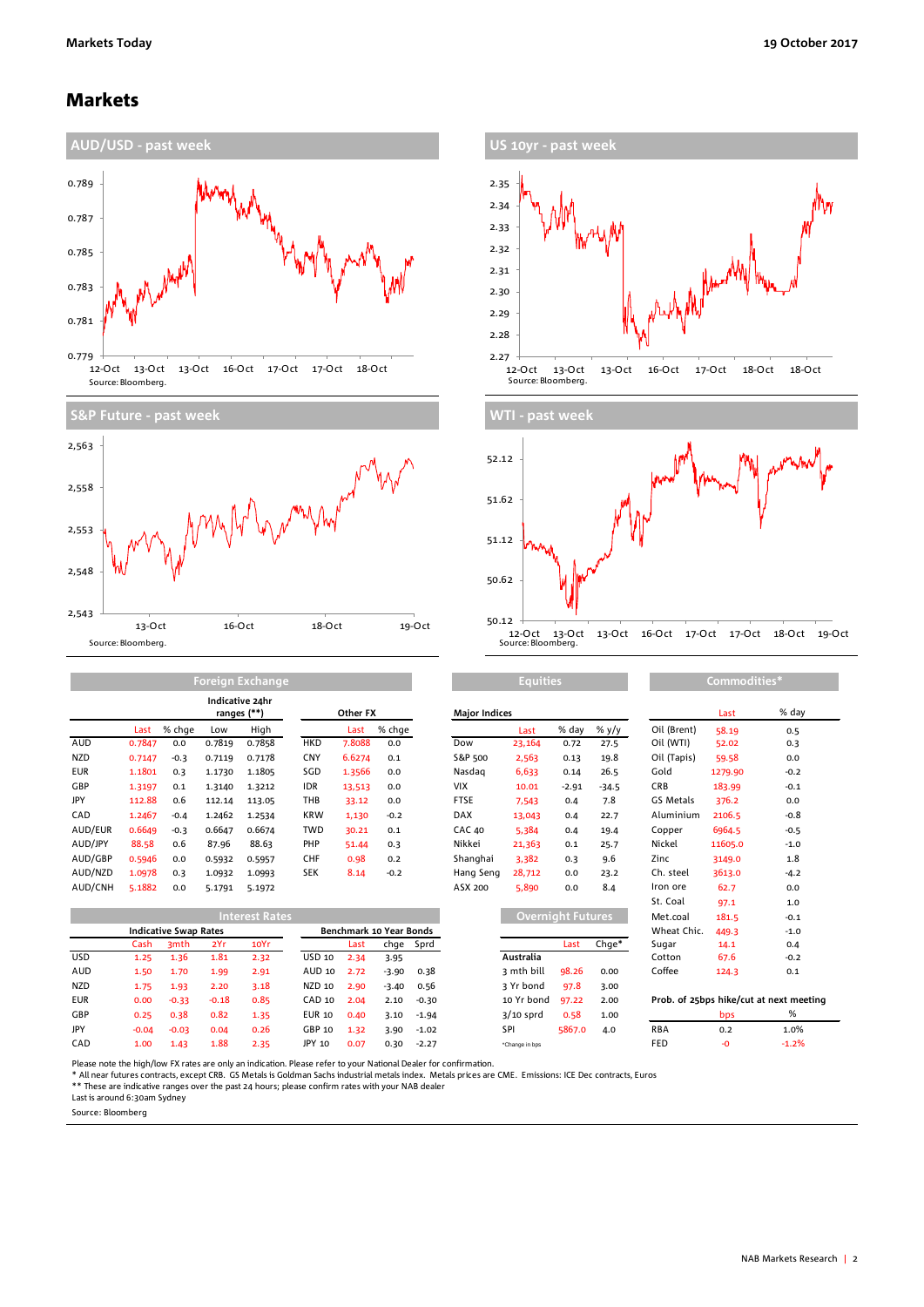# Markets

## AUD/USD - past week

Source: Bloomberg.

## US 10yr - past week

Source: Bloomberg.

## S&P Future - past week

Source: Bloomberg.

## WTI - past week

Source: Bloomberg.

### Foreign Exchange

| | Last | % chge | Low | High |
|---|---|---|---|---|
| | | | Indicative 24hr ranges (**) | |
| AUD | 0.7847 | 0.0 | 0.7819 | 0.7858 |
| NZD | 0.7147 | -0.3 | 0.7119 | 0.7178 |
| EUR | 1.1801 | 0.3 | 1.1730 | 1.1805 |
| GBP | 1.3197 | 0.1 | 1.3140 | 1.3212 |
| JPY | 112.88 | 0.6 | 112.14 | 113.05 |
| CAD | 1.2467 | -0.4 | 1.2462 | 1.2534 |
| AUD/EUR | 0.6649 | -0.3 | 0.6647 | 0.6674 |
| AUD/JPY | 88.58 | 0.6 | 87.96 | 88.63 |
| AUD/GBP | 0.5946 | 0.0 | 0.5932 | 0.5957 |
| AUD/NZD | 1.0978 | 0.3 | 1.0932 | 1.0993 |
| AUD/CNH | 5.1882 | 0.0 | 5.1791 | 5.1972 |

| Other FX | Last | % chge |
|---|---|---|
| HKD | 7.8088 | 0.0 |
| CNY | 6.6274 | 0.1 |
| SGD | 1.3566 | 0.0 |
| IDR | 13,513 | 0.0 |
| THB | 33.12 | 0.0 |
| KRW | 1,130 | -0.2 |
| TWD | 30.21 | 0.1 |
| PHP | 51.44 | 0.3 |
| CHF | 0.98 | 0.2 |
| SEK | 8.14 | -0.2 |

### Equities

| Major Indices | Last | % day | % y/y |
|---|---|---|---|
| Dow | 23,164 | 0.72 | 27.5 |
| S&P 500 | 2,563 | 0.13 | 19.8 |
| Nasdaq | 6,633 | 0.14 | 26.5 |
| VIX | 10.01 | -2.91 | -34.5 |
| FTSE | 7,543 | 0.4 | 7.8 |
| DAX | 13,043 | 0.4 | 22.7 |
| CAC 40 | 5,384 | 0.4 | 19.4 |
| Nikkei | 21,363 | 0.1 | 25.7 |
| Shanghai | 3,382 | 0.3 | 9.6 |
| Hang Seng | 28,712 | 0.0 | 23.2 |
| ASX 200 | 5,890 | 0.0 | 8.4 |

### Commodities*

| | Last | % day |
|---|---|---|
| Oil (Brent) | 58.19 | 0.5 |
| Oil (WTI) | 52.02 | 0.3 |
| Oil (Tapis) | 59.58 | 0.0 |
| Gold | 1279.90 | -0.2 |
| CRB | 183.99 | -0.1 |
| GS Metals | 376.2 | 0.0 |
| Aluminium | 2106.5 | -0.8 |
| Copper | 6964.5 | -0.5 |
| Nickel | 11605.0 | -1.0 |
| Zinc | 3149.0 | 1.8 |
| Ch. steel | 3613.0 | -4.2 |
| Iron ore | 62.7 | 0.0 |
| St. Coal | 97.1 | 1.0 |
| Met.coal | 181.5 | -0.1 |
| Wheat Chic. | 449.3 | -1.0 |
| Sugar | 14.1 | 0.4 |
| Cotton | 67.6 | -0.2 |
| Coffee | 124.3 | 0.1 |

### Interest Rates

| Indicative Swap Rates | Cash | 3mth | 2Yr | 10Yr |
|---|---|---|---|---|
| USD | 1.25 | 1.36 | 1.81 | 2.32 |
| AUD | 1.50 | 1.70 | 1.99 | 2.91 |
| NZD | 1.75 | 1.93 | 2.20 | 3.18 |
| EUR | 0.00 | -0.33 | -0.18 | 0.85 |
| GBP | 0.25 | 0.38 | 0.82 | 1.35 |
| JPY | -0.04 | -0.03 | 0.04 | 0.26 |
| CAD | 1.00 | 1.43 | 1.88 | 2.35 |

| Benchmark 10 Year Bonds | Last | chge | Sprd |
|---|---|---|---|
| USD 10 | 2.34 | 3.95 | |
| AUD 10 | 2.72 | -3.90 | 0.38 |
| NZD 10 | 2.90 | -3.40 | 0.56 |
| CAD 10 | 2.04 | 2.10 | -0.30 |
| EUR 10 | 0.40 | 3.10 | -1.94 |
| GBP 10 | 1.32 | 3.90 | -1.02 |
| JPY 10 | 0.07 | 0.30 | -2.27 |

### Overnight Futures

| | Last | Chge* |
|---|---|---|
| **Australia** | | |
| 3 mth bill | 98.26 | 0.00 |
| 3 Yr bond | 97.8 | 3.00 |
| 10 Yr bond | 97.22 | 2.00 |
| 3/10 sprd | 0.58 | 1.00 |
| SPI | 5867.0 | 4.0 |

*Change in bps

### Prob. of 25bps hike/cut at next meeting

| | bps | % |
|---|---|---|
| RBA | 0.2 | 1.0% |
| FED | -0 | -1.2% |

Please note the high/low FX rates are only an indication. Please refer to your National Dealer for confirmation.
* All near futures contracts, except CRB. GS Metals is Goldman Sachs industrial metals index. Metals prices are CME. Emissions: ICE Dec contracts, Euros
** These are indicative ranges over the past 24 hours; please confirm rates with your NAB dealer
Last is around 6:30am Sydney
Source: Bloomberg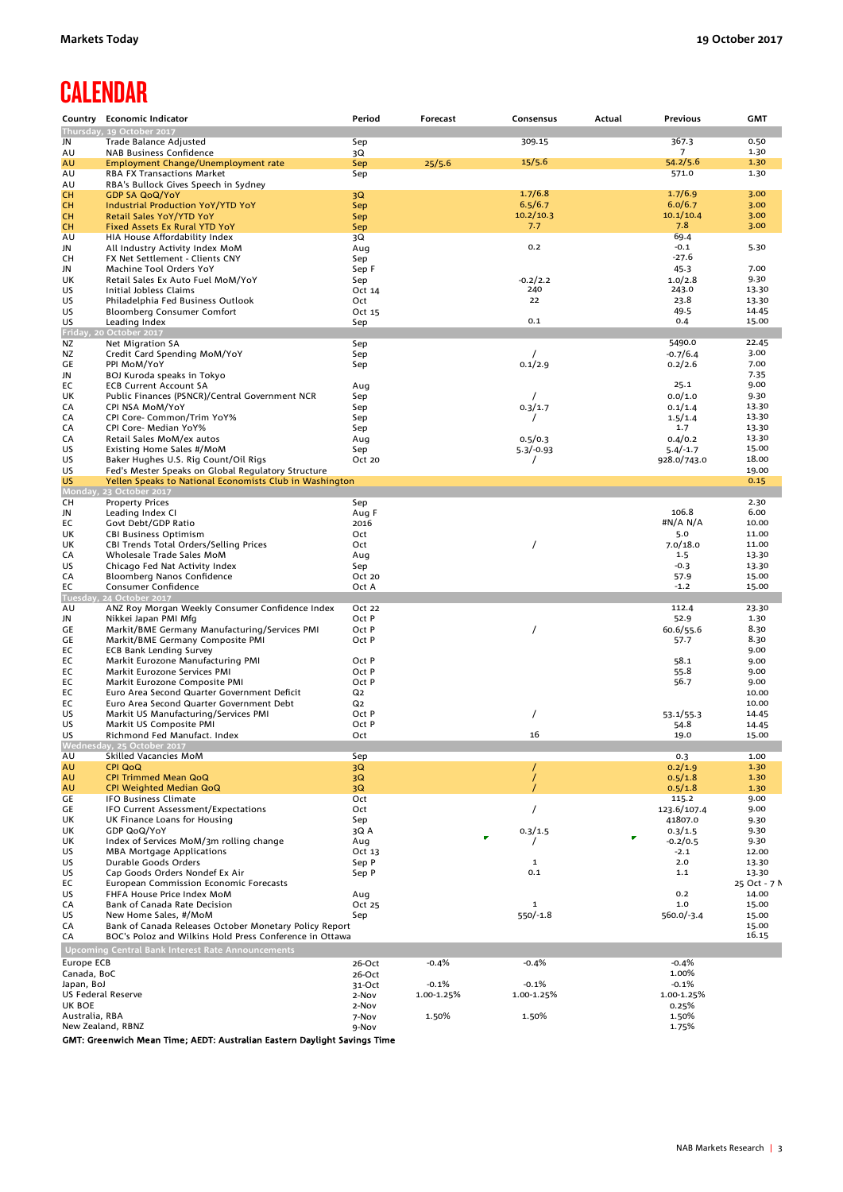# CALENDAR

| Country | Economic Indicator | Period | Forecast | Consensus | Actual | Previous | GMT |
|---|---|---|---|---|---|---|---|
| **Thursday, 19 October 2017** | | | | | | | |
| JN | Trade Balance Adjusted | Sep | | 309.15 | | 367.3 | 0.50 |
| AU | NAB Business Confidence | 3Q | | | | 7 | 1.30 |
| AU | Employment Change/Unemployment rate | Sep | 25/5.6 | 15/5.6 | | 54.2/5.6 | 1.30 |
| AU | RBA FX Transactions Market | Sep | | | | 571.0 | 1.30 |
| AU | RBA's Bullock Gives Speech in Sydney | | | | | | |
| CH | GDP SA QoQ/YoY | 3Q | | 1.7/6.8 | | 1.7/6.9 | 3.00 |
| CH | Industrial Production YoY/YTD YoY | Sep | | 6.5/6.7 | | 6.0/6.7 | 3.00 |
| CH | Retail Sales YoY/YTD YoY | Sep | | 10.2/10.3 | | 10.1/10.4 | 3.00 |
| CH | Fixed Assets Ex Rural YTD YoY | Sep | | 7.7 | | 7.8 | 3.00 |
| AU | HIA House Affordability Index | 3Q | | | | 69.4 | |
| JN | All Industry Activity Index MoM | Aug | | 0.2 | | -0.1 | 5.30 |
| CH | FX Net Settlement - Clients CNY | Sep | | | | -27.6 | |
| JN | Machine Tool Orders YoY | Sep F | | | | 45.3 | 7.00 |
| UK | Retail Sales Ex Auto Fuel MoM/YoY | Sep | | -0.2/2.2 | | 1.0/2.8 | 9.30 |
| US | Initial Jobless Claims | Oct 14 | | 240 | | 243.0 | 13.30 |
| US | Philadelphia Fed Business Outlook | Oct | | 22 | | 23.8 | 13.30 |
| US | Bloomberg Consumer Comfort | Oct 15 | | | | 49.5 | 14.45 |
| US | Leading Index | Sep | | 0.1 | | 0.4 | 15.00 |
| **Friday, 20 October 2017** | | | | | | | |
| NZ | Net Migration SA | Sep | | | | 5490.0 | 22.45 |
| NZ | Credit Card Spending MoM/YoY | Sep | | / | | -0.7/6.4 | 3.00 |
| GE | PPI MoM/YoY | Sep | | 0.1/2.9 | | 0.2/2.6 | 7.00 |
| JN | BOJ Kuroda speaks in Tokyo | | | | | | 7.35 |
| EC | ECB Current Account SA | Aug | | | | 25.1 | 9.00 |
| UK | Public Finances (PSNCR)/Central Government NCR | Sep | | / | | 0.0/1.0 | 9.30 |
| CA | CPI NSA MoM/YoY | Sep | | 0.3/1.7 | | 0.1/1.4 | 13.30 |
| CA | CPI Core- Common/Trim YoY% | Sep | | / | | 1.5/1.4 | 13.30 |
| CA | CPI Core- Median YoY% | Sep | | | | 1.7 | 13.30 |
| CA | Retail Sales MoM/ex autos | Aug | | 0.5/0.3 | | 0.4/0.2 | 13.30 |
| US | Existing Home Sales #/MoM | Sep | | 5.3/-0.93 | | 5.4/-1.7 | 15.00 |
| US | Baker Hughes U.S. Rig Count/Oil Rigs | Oct 20 | | / | | 928.0/743.0 | 18.00 |
| US | Fed's Mester Speaks on Global Regulatory Structure | | | | | | 19.00 |
| US | Yellen Speaks to National Economists Club in Washington | | | | | | 0.15 |
| **Monday, 23 October 2017** | | | | | | | |
| CH | Property Prices | Sep | | | | | 2.30 |
| JN | Leading Index CI | Aug F | | | | 106.8 | 6.00 |
| EC | Govt Debt/GDP Ratio | 2016 | | | | #N/A N/A | 10.00 |
| UK | CBI Business Optimism | Oct | | | | 5.0 | 11.00 |
| UK | CBI Trends Total Orders/Selling Prices | Oct | | / | | 7.0/18.0 | 11.00 |
| CA | Wholesale Trade Sales MoM | Aug | | | | 1.5 | 13.30 |
| US | Chicago Fed Nat Activity Index | Sep | | | | -0.3 | 13.30 |
| CA | Bloomberg Nanos Confidence | Oct 20 | | | | 57.9 | 15.00 |
| EC | Consumer Confidence | Oct A | | | | -1.2 | 15.00 |
| **Tuesday, 24 October 2017** | | | | | | | |
| AU | ANZ Roy Morgan Weekly Consumer Confidence Index | Oct 22 | | | | 112.4 | 23.30 |
| JN | Nikkei Japan PMI Mfg | Oct P | | | | 52.9 | 1.30 |
| GE | Markit/BME Germany Manufacturing/Services PMI | Oct P | | / | | 60.6/55.6 | 8.30 |
| GE | Markit/BME Germany Composite PMI | Oct P | | | | 57.7 | 8.30 |
| EC | ECB Bank Lending Survey | | | | | | 9.00 |
| EC | Markit Eurozone Manufacturing PMI | Oct P | | | | 58.1 | 9.00 |
| EC | Markit Eurozone Services PMI | Oct P | | | | 55.8 | 9.00 |
| EC | Markit Eurozone Composite PMI | Oct P | | | | 56.7 | 9.00 |
| EC | Euro Area Second Quarter Government Deficit | Q2 | | | | | 10.00 |
| EC | Euro Area Second Quarter Government Debt | Q2 | | | | | 10.00 |
| US | Markit US Manufacturing/Services PMI | Oct P | | / | | 53.1/55.3 | 14.45 |
| US | Markit US Composite PMI | Oct P | | | | 54.8 | 14.45 |
| US | Richmond Fed Manufact. Index | Oct | | 16 | | 19.0 | 15.00 |
| **Wednesday, 25 October 2017** | | | | | | | |
| AU | Skilled Vacancies MoM | Sep | | | | 0.3 | 1.00 |
| AU | CPI QoQ | 3Q | | / | | 0.2/1.9 | 1.30 |
| AU | CPI Trimmed Mean QoQ | 3Q | | / | | 0.5/1.8 | 1.30 |
| AU | CPI Weighted Median QoQ | 3Q | | / | | 0.5/1.8 | 1.30 |
| GE | IFO Business Climate | Oct | | | | 115.2 | 9.00 |
| GE | IFO Current Assessment/Expectations | Oct | | / | | 123.6/107.4 | 9.00 |
| UK | UK Finance Loans for Housing | Sep | | | | 41807.0 | 9.30 |
| UK | GDP QoQ/YoY | 3Q A | | 0.3/1.5 | | 0.3/1.5 | 9.30 |
| UK | Index of Services MoM/3m rolling change | Aug | | / | | -0.2/0.5 | 9.30 |
| US | MBA Mortgage Applications | Oct 13 | | | | -2.1 | 12.00 |
| US | Durable Goods Orders | Sep P | | 1 | | 2.0 | 13.30 |
| US | Cap Goods Orders Nondef Ex Air | Sep P | | 0.1 | | 1.1 | 13.30 |
| EC | European Commission Economic Forecasts | | | | | | 25 Oct - 7 N |
| US | FHFA House Price Index MoM | Aug | | | | 0.2 | 14.00 |
| CA | Bank of Canada Rate Decision | Oct 25 | | 1 | | 1.0 | 15.00 |
| US | New Home Sales, #/MoM | Sep | | 550/-1.8 | | 560.0/-3.4 | 15.00 |
| CA | Bank of Canada Releases October Monetary Policy Report | | | | | | 15.00 |
| CA | BOC's Poloz and Wilkins Hold Press Conference in Ottawa | | | | | | 16.15 |
| **Upcoming Central Bank Interest Rate Announcements** | | | | | | | |
| Europe ECB | | 26-Oct | -0.4% | -0.4% | | -0.4% | |
| Canada, BoC | | 26-Oct | | | | 1.00% | |
| Japan, BoJ | | 31-Oct | -0.1% | -0.1% | | -0.1% | |
| US Federal Reserve | | 2-Nov | 1.00-1.25% | 1.00-1.25% | | 1.00-1.25% | |
| UK BOE | | 2-Nov | | | | 0.25% | |
| Australia, RBA | | 7-Nov | 1.50% | 1.50% | | 1.50% | |
| New Zealand, RBNZ | | 9-Nov | | | | 1.75% | |

**GMT: Greenwich Mean Time; AEDT: Australian Eastern Daylight Savings Time**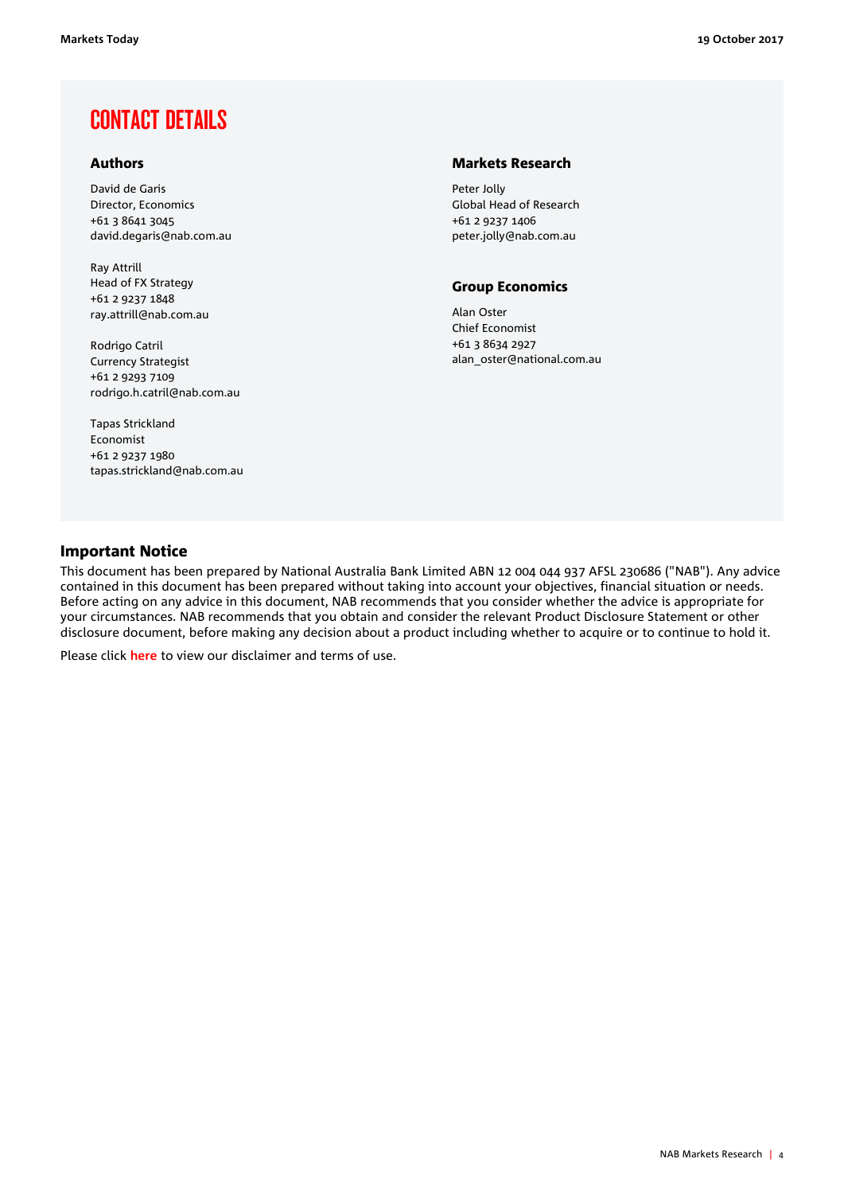# CONTACT DETAILS

## Authors

David de Garis
Director, Economics
+61 3 8641 3045
david.degaris@nab.com.au

Ray Attrill
Head of FX Strategy
+61 2 9237 1848
ray.attrill@nab.com.au

Rodrigo Catril
Currency Strategist
+61 2 9293 7109
rodrigo.h.catril@nab.com.au

Tapas Strickland
Economist
+61 2 9237 1980
tapas.strickland@nab.com.au

## Markets Research

Peter Jolly
Global Head of Research
+61 2 9237 1406
peter.jolly@nab.com.au

## Group Economics

Alan Oster
Chief Economist
+61 3 8634 2927
alan_oster@national.com.au

## Important Notice

This document has been prepared by National Australia Bank Limited ABN 12 004 044 937 AFSL 230686 ("NAB"). Any advice contained in this document has been prepared without taking into account your objectives, financial situation or needs. Before acting on any advice in this document, NAB recommends that you consider whether the advice is appropriate for your circumstances. NAB recommends that you obtain and consider the relevant Product Disclosure Statement or other disclosure document, before making any decision about a product including whether to acquire or to continue to hold it.

Please click **here** to view our disclaimer and terms of use.